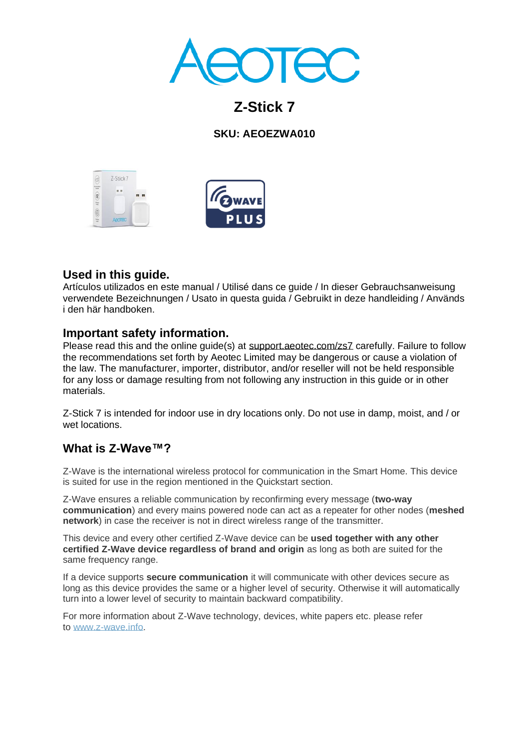# Z-Stick 7

**SKU: AEOEZWA010**

## Used in this guide.

Artículos utilizados en este manual / Utilisé dans ce guide / In dieser Gebrauchsanweisung verwendete Bezeichnungen / Usato in questa guida / Gebruikt in deze handleiding / Används i den här handboken.

## Important safety information.

Please read this and the online guide(s) at support.aeotec.com/zs7 carefully. Failure to follow the recommendations set forth by Aeotec Limited may be dangerous or cause a violation of the law. The manufacturer, importer, distributor, and/or reseller will not be held responsible for any loss or damage resulting from not following any instruction in this guide or in other materials.

Z-Stick 7 is intended for indoor use in dry locations only. Do not use in damp, moist, and / or wet locations.

## What is Z-Wave™?

Z-Wave is the international wireless protocol for communication in the Smart Home. This device is suited for use in the region mentioned in the Quickstart section.

Z-Wave ensures a reliable communication by reconfirming every message (**two-way communication**) and every mains powered node can act as a repeater for other nodes (**meshed network**) in case the receiver is not in direct wireless range of the transmitter.

This device and every other certified Z-Wave device can be **used together with any other certified Z-Wave device regardless of brand and origin** as long as both are suited for the same frequency range.

If a device supports **secure communication** it will communicate with other devices secure as long as this device provides the same or a higher level of security. Otherwise it will automatically turn into a lower level of security to maintain backward compatibility.

For more information about Z-Wave technology, devices, white papers etc. please refer to www.z-wave.info.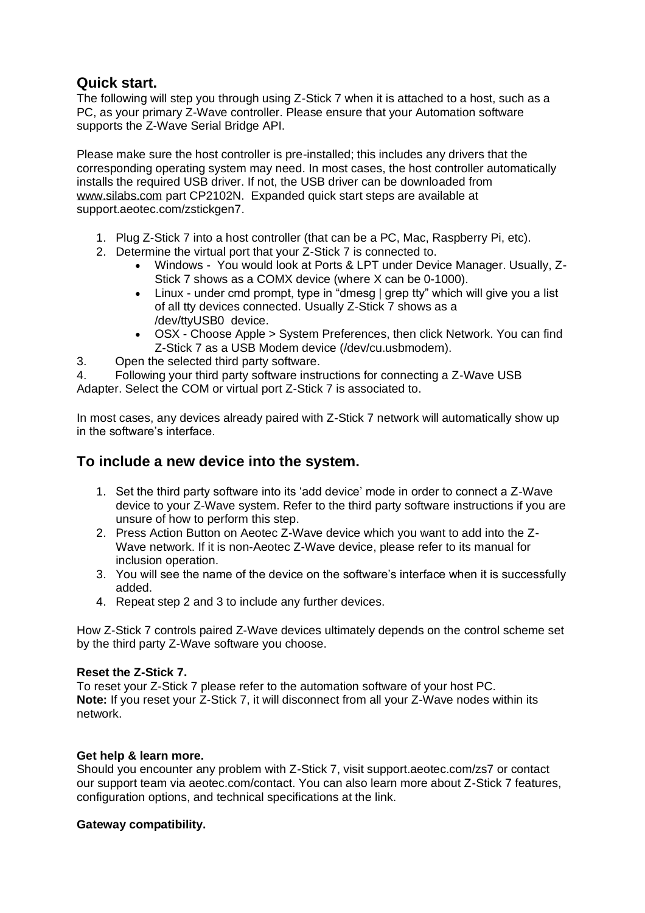## Quick start.

The following will step you through using Z-Stick 7 when it is attached to a host, such as a PC, as your primary Z-Wave controller. Please ensure that your Automation software supports the Z-Wave Serial Bridge API.

Please make sure the host controller is pre-installed; this includes any drivers that the corresponding operating system may need. In most cases, the host controller automatically installs the required USB driver. If not, the USB driver can be downloaded from www.silabs.com part CP2102N. Expanded quick start steps are available at support.aeotec.com/zstickgen7.

1. Plug Z-Stick 7 into a host controller (that can be a PC, Mac, Raspberry Pi, etc).
2. Determine the virtual port that your Z-Stick 7 is connected to.
   - Windows - You would look at Ports & LPT under Device Manager. Usually, Z-Stick 7 shows as a COMX device (where X can be 0-1000).
   - Linux - under cmd prompt, type in "dmesg | grep tty" which will give you a list of all tty devices connected. Usually Z-Stick 7 shows as a /dev/ttyUSB0 device.
   - OSX - Choose Apple > System Preferences, then click Network. You can find Z-Stick 7 as a USB Modem device (/dev/cu.usbmodem).
3. Open the selected third party software.
4. Following your third party software instructions for connecting a Z-Wave USB Adapter. Select the COM or virtual port Z-Stick 7 is associated to.

In most cases, any devices already paired with Z-Stick 7 network will automatically show up in the software's interface.

## To include a new device into the system.

1. Set the third party software into its 'add device' mode in order to connect a Z-Wave device to your Z-Wave system. Refer to the third party software instructions if you are unsure of how to perform this step.
2. Press Action Button on Aeotec Z-Wave device which you want to add into the Z-Wave network. If it is non-Aeotec Z-Wave device, please refer to its manual for inclusion operation.
3. You will see the name of the device on the software's interface when it is successfully added.
4. Repeat step 2 and 3 to include any further devices.

How Z-Stick 7 controls paired Z-Wave devices ultimately depends on the control scheme set by the third party Z-Wave software you choose.

**Reset the Z-Stick 7.**

To reset your Z-Stick 7 please refer to the automation software of your host PC.
**Note:** If you reset your Z-Stick 7, it will disconnect from all your Z-Wave nodes within its network.

**Get help & learn more.**

Should you encounter any problem with Z-Stick 7, visit support.aeotec.com/zs7 or contact our support team via aeotec.com/contact. You can also learn more about Z-Stick 7 features, configuration options, and technical specifications at the link.

**Gateway compatibility.**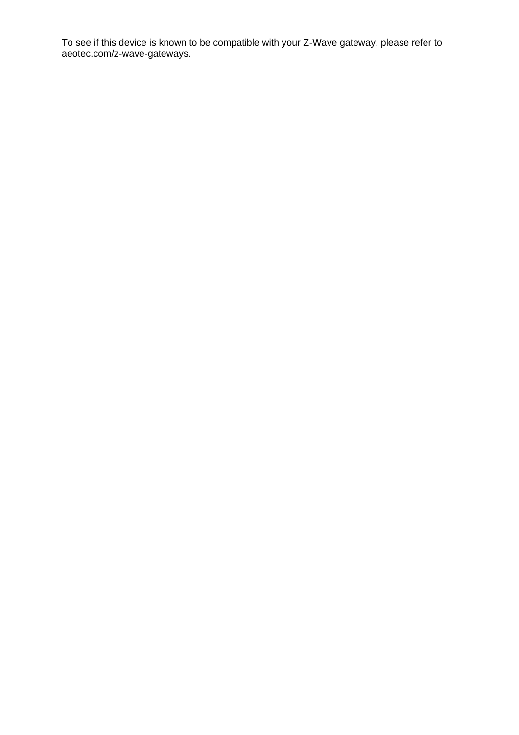To see if this device is known to be compatible with your Z-Wave gateway, please refer to aeotec.com/z-wave-gateways.